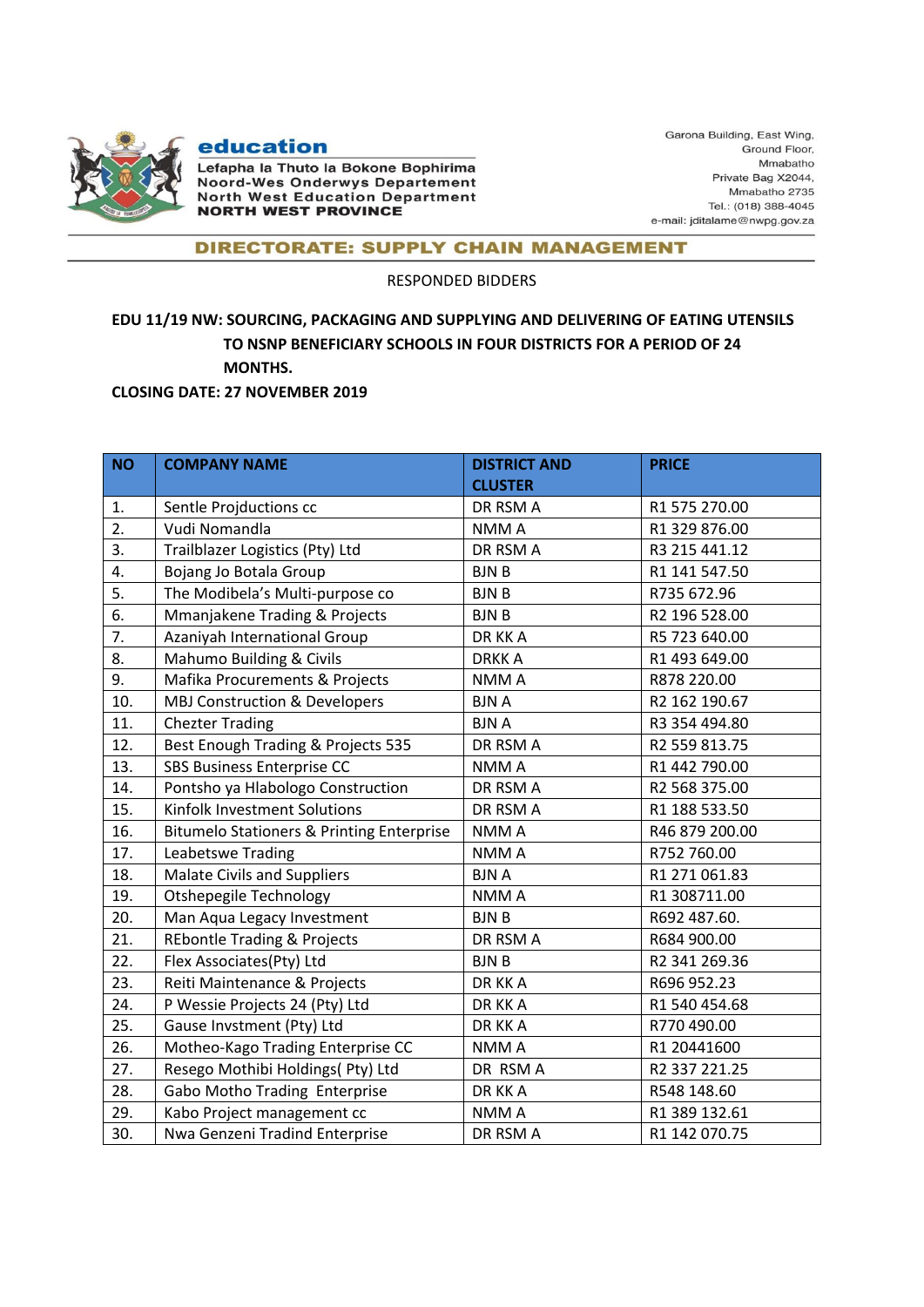**education**

Lefapha la Thuto la Bokone Bophirima
Noord-Wes Onderwys Departement
North West Education Department
**NORTH WEST PROVINCE**

Garona Building, East Wing,
Ground Floor,
Mmabatho
Private Bag X2044,
Mmabatho 2735
Tel.: (018) 388-4045
e-mail: jditalame@nwpg.gov.za

## DIRECTORATE: SUPPLY CHAIN MANAGEMENT

RESPONDED BIDDERS

**EDU 11/19 NW: SOURCING, PACKAGING AND SUPPLYING AND DELIVERING OF EATING UTENSILS TO NSNP BENEFICIARY SCHOOLS IN FOUR DISTRICTS FOR A PERIOD OF 24 MONTHS.**

**CLOSING DATE: 27 NOVEMBER 2019**

| NO | COMPANY NAME | DISTRICT AND CLUSTER | PRICE |
|---|---|---|---|
| 1. | Sentle Projductions cc | DR RSM A | R1 575 270.00 |
| 2. | Vudi Nomandla | NMM A | R1 329 876.00 |
| 3. | Trailblazer Logistics (Pty) Ltd | DR RSM A | R3 215 441.12 |
| 4. | Bojang Jo Botala Group | BJN B | R1 141 547.50 |
| 5. | The Modibela's Multi-purpose co | BJN B | R735 672.96 |
| 6. | Mmanjakene Trading & Projects | BJN B | R2 196 528.00 |
| 7. | Azaniyah International Group | DR KK A | R5 723 640.00 |
| 8. | Mahumo Building & Civils | DRKK A | R1 493 649.00 |
| 9. | Mafika Procurements & Projects | NMM A | R878 220.00 |
| 10. | MBJ Construction & Developers | BJN A | R2 162 190.67 |
| 11. | Chezter Trading | BJN A | R3 354 494.80 |
| 12. | Best Enough Trading & Projects 535 | DR RSM A | R2 559 813.75 |
| 13. | SBS Business Enterprise CC | NMM A | R1 442 790.00 |
| 14. | Pontsho ya Hlabologo Construction | DR RSM A | R2 568 375.00 |
| 15. | Kinfolk Investment Solutions | DR RSM A | R1 188 533.50 |
| 16. | Bitumelo Stationers & Printing Enterprise | NMM A | R46 879 200.00 |
| 17. | Leabetswe Trading | NMM A | R752 760.00 |
| 18. | Malate Civils and Suppliers | BJN A | R1 271 061.83 |
| 19. | Otshepegile Technology | NMM A | R1 308711.00 |
| 20. | Man Aqua Legacy Investment | BJN B | R692 487.60. |
| 21. | REbontle Trading & Projects | DR RSM A | R684 900.00 |
| 22. | Flex Associates(Pty) Ltd | BJN B | R2 341 269.36 |
| 23. | Reiti Maintenance & Projects | DR KK A | R696 952.23 |
| 24. | P Wessie Projects 24 (Pty) Ltd | DR KK A | R1 540 454.68 |
| 25. | Gause Invstment (Pty) Ltd | DR KK A | R770 490.00 |
| 26. | Motheo-Kago Trading Enterprise CC | NMM A | R1 20441600 |
| 27. | Resego Mothibi Holdings( Pty) Ltd | DR RSM A | R2 337 221.25 |
| 28. | Gabo Motho Trading Enterprise | DR KK A | R548 148.60 |
| 29. | Kabo Project management cc | NMM A | R1 389 132.61 |
| 30. | Nwa Genzeni Tradind Enterprise | DR RSM A | R1 142 070.75 |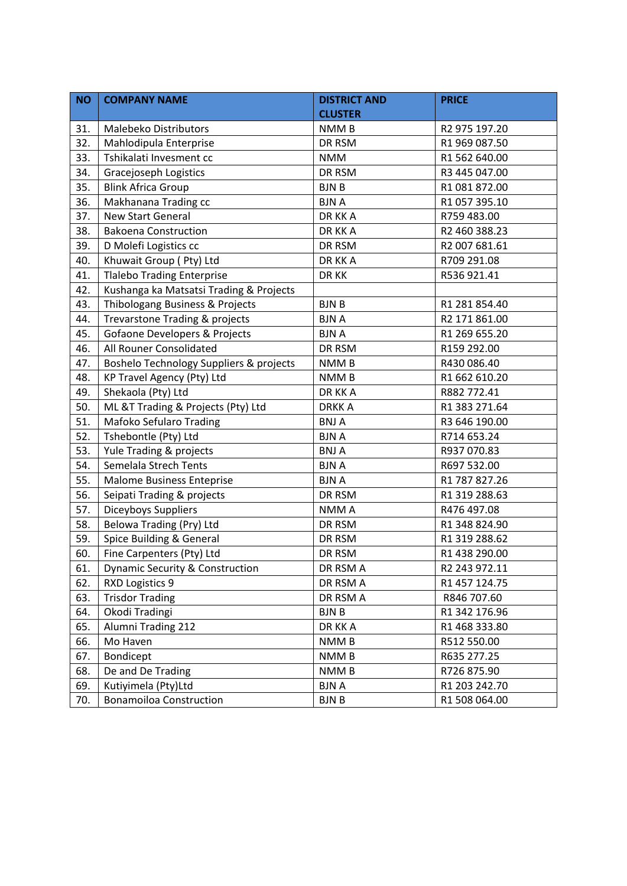| NO | COMPANY NAME | DISTRICT AND CLUSTER | PRICE |
|---|---|---|---|
| 31. | Malebeko Distributors | NMM B | R2 975 197.20 |
| 32. | Mahlodipula Enterprise | DR RSM | R1 969 087.50 |
| 33. | Tshikalati Invesment cc | NMM | R1 562 640.00 |
| 34. | Gracejoseph Logistics | DR RSM | R3 445 047.00 |
| 35. | Blink Africa Group | BJN B | R1 081 872.00 |
| 36. | Makhanana Trading cc | BJN A | R1 057 395.10 |
| 37. | New Start General | DR KK A | R759 483.00 |
| 38. | Bakoena Construction | DR KK A | R2 460 388.23 |
| 39. | D Molefi Logistics cc | DR RSM | R2 007 681.61 |
| 40. | Khuwait Group ( Pty) Ltd | DR KK A | R709 291.08 |
| 41. | Tlalebo Trading Enterprise | DR KK | R536 921.41 |
| 42. | Kushanga ka Matsatsi Trading & Projects | | |
| 43. | Thibologang Business & Projects | BJN B | R1 281 854.40 |
| 44. | Trevarstone Trading & projects | BJN A | R2 171 861.00 |
| 45. | Gofaone Developers & Projects | BJN A | R1 269 655.20 |
| 46. | All Rouner Consolidated | DR RSM | R159 292.00 |
| 47. | Boshelo Technology Suppliers & projects | NMM B | R430 086.40 |
| 48. | KP Travel Agency (Pty) Ltd | NMM B | R1 662 610.20 |
| 49. | Shekaola (Pty) Ltd | DR KK A | R882 772.41 |
| 50. | ML &T Trading & Projects (Pty) Ltd | DRKK A | R1 383 271.64 |
| 51. | Mafoko Sefularo Trading | BNJ A | R3 646 190.00 |
| 52. | Tshebontle (Pty) Ltd | BJN A | R714 653.24 |
| 53. | Yule Trading & projects | BNJ A | R937 070.83 |
| 54. | Semelala Strech Tents | BJN A | R697 532.00 |
| 55. | Malome Business Enteprise | BJN A | R1 787 827.26 |
| 56. | Seipati Trading & projects | DR RSM | R1 319 288.63 |
| 57. | Diceyboys Suppliers | NMM A | R476 497.08 |
| 58. | Belowa Trading (Pry) Ltd | DR RSM | R1 348 824.90 |
| 59. | Spice Building & General | DR RSM | R1 319 288.62 |
| 60. | Fine Carpenters (Pty) Ltd | DR RSM | R1 438 290.00 |
| 61. | Dynamic Security & Construction | DR RSM A | R2 243 972.11 |
| 62. | RXD Logistics 9 | DR RSM A | R1 457 124.75 |
| 63. | Trisdor Trading | DR RSM A | R846 707.60 |
| 64. | Okodi Tradingi | BJN B | R1 342 176.96 |
| 65. | Alumni Trading 212 | DR KK A | R1 468 333.80 |
| 66. | Mo Haven | NMM B | R512 550.00 |
| 67. | Bondicept | NMM B | R635 277.25 |
| 68. | De and De Trading | NMM B | R726 875.90 |
| 69. | Kutiyimela (Pty)Ltd | BJN A | R1 203 242.70 |
| 70. | Bonamoiloa Construction | BJN B | R1 508 064.00 |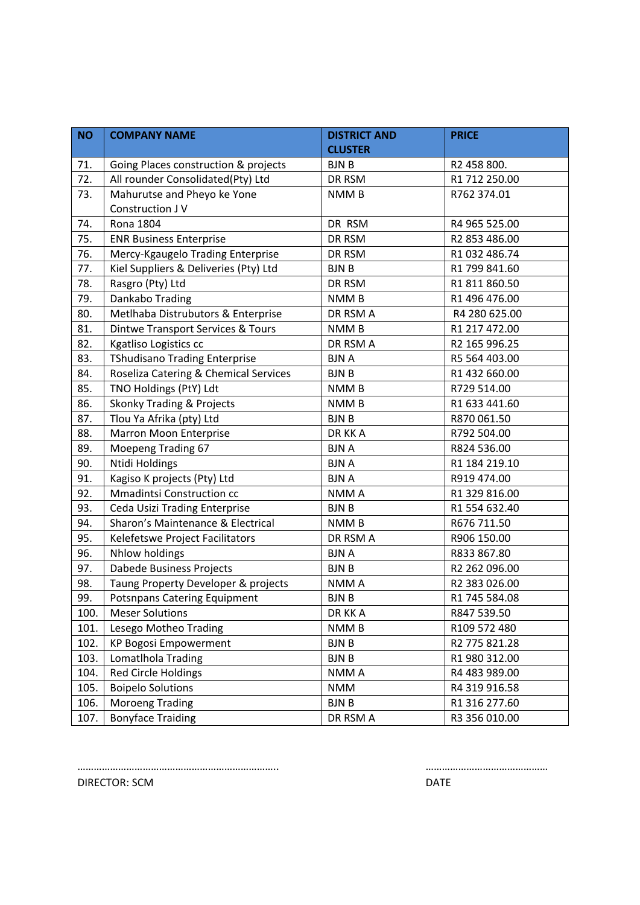| NO | COMPANY NAME | DISTRICT AND CLUSTER | PRICE |
|---|---|---|---|
| 71. | Going Places construction & projects | BJN B | R2 458 800. |
| 72. | All rounder Consolidated(Pty) Ltd | DR RSM | R1 712 250.00 |
| 73. | Mahurutse and Pheyo ke Yone Construction J V | NMM B | R762 374.01 |
| 74. | Rona 1804 | DR RSM | R4 965 525.00 |
| 75. | ENR Business Enterprise | DR RSM | R2 853 486.00 |
| 76. | Mercy-Kgaugelo Trading Enterprise | DR RSM | R1 032 486.74 |
| 77. | Kiel Suppliers & Deliveries (Pty) Ltd | BJN B | R1 799 841.60 |
| 78. | Rasgro (Pty) Ltd | DR RSM | R1 811 860.50 |
| 79. | Dankabo Trading | NMM B | R1 496 476.00 |
| 80. | Metlhaba Distrubutors & Enterprise | DR RSM A | R4 280 625.00 |
| 81. | Dintwe Transport Services & Tours | NMM B | R1 217 472.00 |
| 82. | Kgatliso Logistics cc | DR RSM A | R2 165 996.25 |
| 83. | TShudisano Trading Enterprise | BJN A | R5 564 403.00 |
| 84. | Roseliza Catering & Chemical Services | BJN B | R1 432 660.00 |
| 85. | TNO Holdings (PtY) Ldt | NMM B | R729 514.00 |
| 86. | Skonky Trading & Projects | NMM B | R1 633 441.60 |
| 87. | Tlou Ya Afrika (pty) Ltd | BJN B | R870 061.50 |
| 88. | Marron Moon Enterprise | DR KK A | R792 504.00 |
| 89. | Moepeng Trading 67 | BJN A | R824 536.00 |
| 90. | Ntidi Holdings | BJN A | R1 184 219.10 |
| 91. | Kagiso K projects (Pty) Ltd | BJN A | R919 474.00 |
| 92. | Mmadintsi Construction cc | NMM A | R1 329 816.00 |
| 93. | Ceda Usizi Trading Enterprise | BJN B | R1 554 632.40 |
| 94. | Sharon's Maintenance & Electrical | NMM B | R676 711.50 |
| 95. | Kelefetswe Project Facilitators | DR RSM A | R906 150.00 |
| 96. | Nhlow holdings | BJN A | R833 867.80 |
| 97. | Dabede Business Projects | BJN B | R2 262 096.00 |
| 98. | Taung Property Developer & projects | NMM A | R2 383 026.00 |
| 99. | Potsnpans Catering Equipment | BJN B | R1 745 584.08 |
| 100. | Meser Solutions | DR KK A | R847 539.50 |
| 101. | Lesego Motheo Trading | NMM B | R109 572 480 |
| 102. | KP Bogosi Empowerment | BJN B | R2 775 821.28 |
| 103. | Lomatlhola Trading | BJN B | R1 980 312.00 |
| 104. | Red Circle Holdings | NMM A | R4 483 989.00 |
| 105. | Boipelo Solutions | NMM | R4 319 916.58 |
| 106. | Moroeng Trading | BJN B | R1 316 277.60 |
| 107. | Bonyface Traiding | DR RSM A | R3 356 010.00 |

……………………………………………………………….. ………………………………………

DIRECTOR: SCM DATE